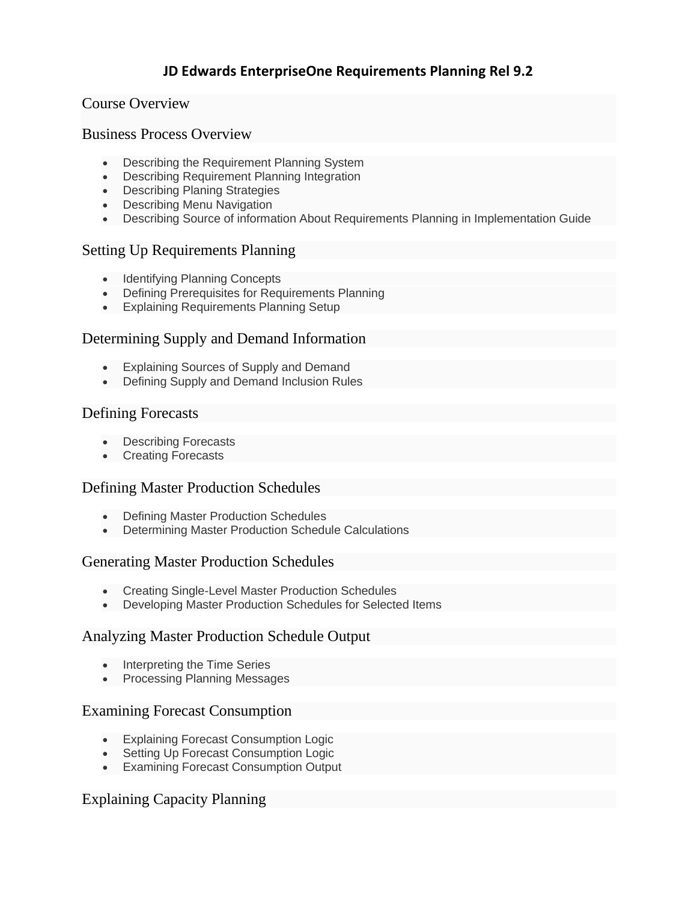# JD Edwards EnterpriseOne Requirements Planning Rel 9.2

## Course Overview

## Business Process Overview

- Describing the Requirement Planning System
- Describing Requirement Planning Integration
- Describing Planing Strategies
- Describing Menu Navigation
- Describing Source of information About Requirements Planning in Implementation Guide

## Setting Up Requirements Planning

- Identifying Planning Concepts
- Defining Prerequisites for Requirements Planning
- Explaining Requirements Planning Setup

## Determining Supply and Demand Information

- Explaining Sources of Supply and Demand
- Defining Supply and Demand Inclusion Rules

## Defining Forecasts

- Describing Forecasts
- Creating Forecasts

## Defining Master Production Schedules

- Defining Master Production Schedules
- Determining Master Production Schedule Calculations

## Generating Master Production Schedules

- Creating Single-Level Master Production Schedules
- Developing Master Production Schedules for Selected Items

## Analyzing Master Production Schedule Output

- Interpreting the Time Series
- Processing Planning Messages

## Examining Forecast Consumption

- Explaining Forecast Consumption Logic
- Setting Up Forecast Consumption Logic
- Examining Forecast Consumption Output

## Explaining Capacity Planning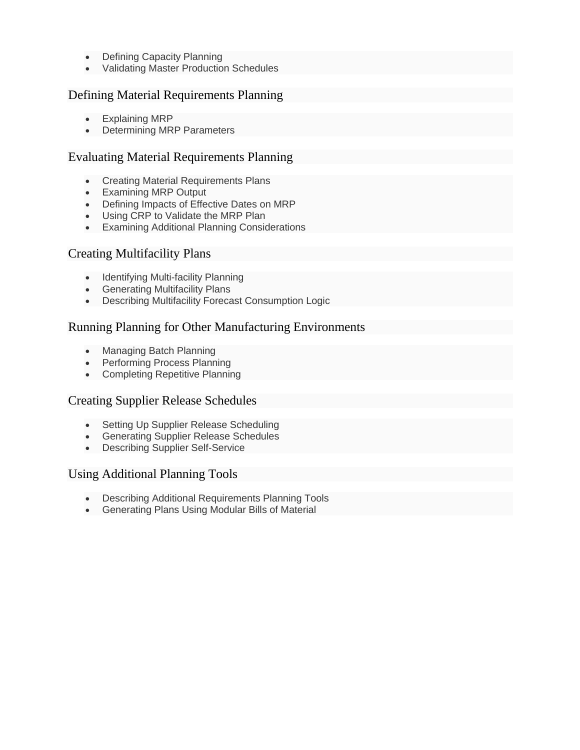- Defining Capacity Planning
- Validating Master Production Schedules

## Defining Material Requirements Planning

- Explaining MRP
- Determining MRP Parameters

## Evaluating Material Requirements Planning

- Creating Material Requirements Plans
- Examining MRP Output
- Defining Impacts of Effective Dates on MRP
- Using CRP to Validate the MRP Plan
- Examining Additional Planning Considerations

## Creating Multifacility Plans

- Identifying Multi-facility Planning
- Generating Multifacility Plans
- Describing Multifacility Forecast Consumption Logic

## Running Planning for Other Manufacturing Environments

- Managing Batch Planning
- Performing Process Planning
- Completing Repetitive Planning

## Creating Supplier Release Schedules

- Setting Up Supplier Release Scheduling
- Generating Supplier Release Schedules
- Describing Supplier Self-Service

## Using Additional Planning Tools

- Describing Additional Requirements Planning Tools
- Generating Plans Using Modular Bills of Material